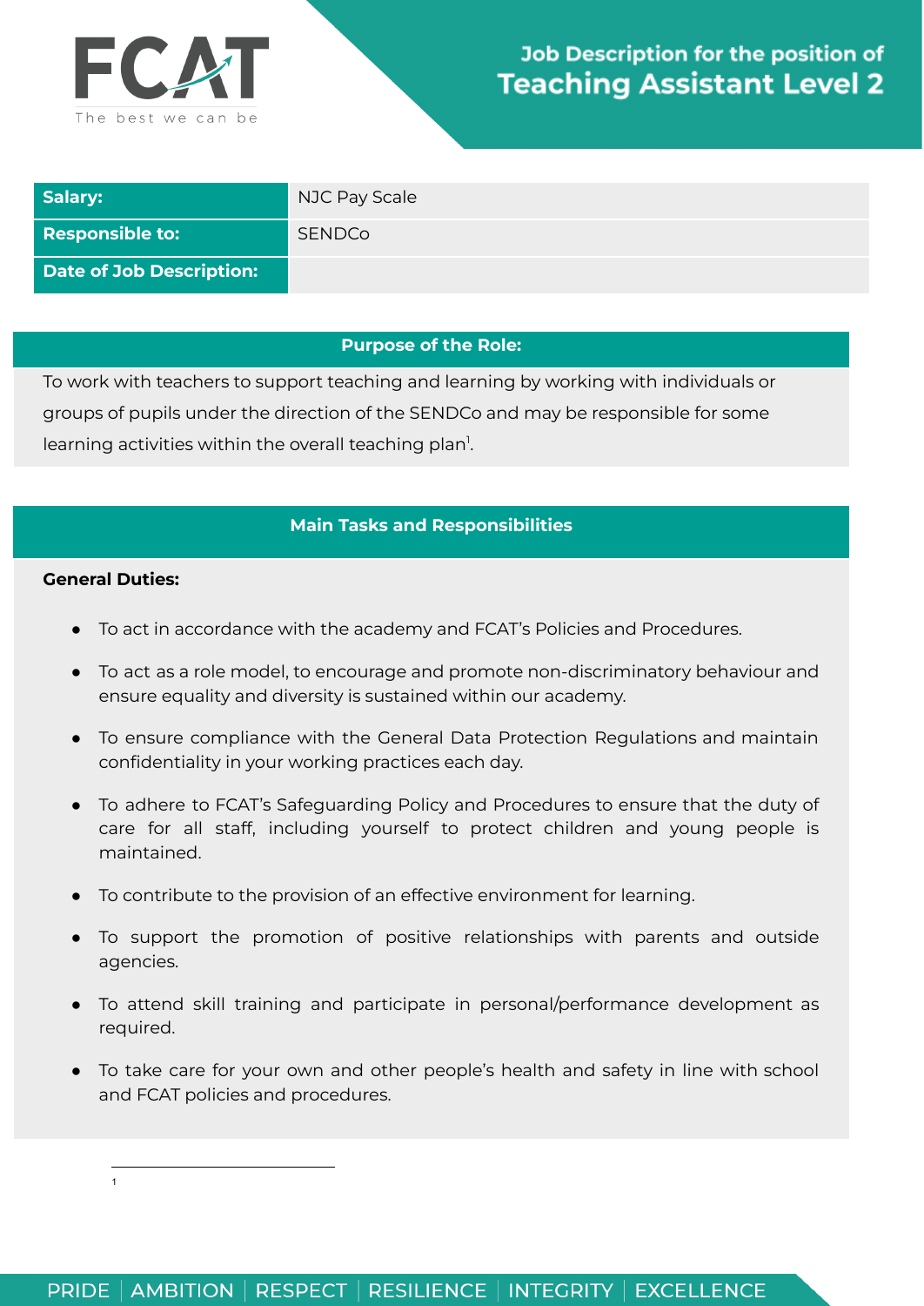FCAT

The best we can be

# Job Description for the position of Teaching Assistant Level 2

| | |
|---|---|
| **Salary:** | NJC Pay Scale |
| **Responsible to:** | SENDCo |
| **Date of Job Description:** | |

## Purpose of the Role:

To work with teachers to support teaching and learning by working with individuals or groups of pupils under the direction of the SENDCo and may be responsible for some learning activities within the overall teaching plan[1].

## Main Tasks and Responsibilities

**General Duties:**

- To act in accordance with the academy and FCAT's Policies and Procedures.
- To act as a role model, to encourage and promote non-discriminatory behaviour and ensure equality and diversity is sustained within our academy.
- To ensure compliance with the General Data Protection Regulations and maintain confidentiality in your working practices each day.
- To adhere to FCAT's Safeguarding Policy and Procedures to ensure that the duty of care for all staff, including yourself to protect children and young people is maintained.
- To contribute to the provision of an effective environment for learning.
- To support the promotion of positive relationships with parents and outside agencies.
- To attend skill training and participate in personal/performance development as required.
- To take care for your own and other people's health and safety in line with school and FCAT policies and procedures.

---

1

PRIDE | AMBITION | RESPECT | RESILIENCE | INTEGRITY | EXCELLENCE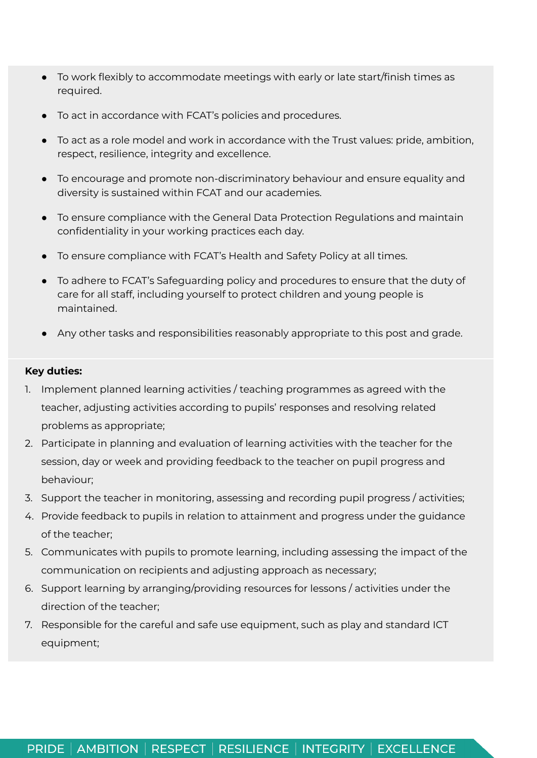- To work flexibly to accommodate meetings with early or late start/finish times as required.
- To act in accordance with FCAT's policies and procedures.
- To act as a role model and work in accordance with the Trust values: pride, ambition, respect, resilience, integrity and excellence.
- To encourage and promote non-discriminatory behaviour and ensure equality and diversity is sustained within FCAT and our academies.
- To ensure compliance with the General Data Protection Regulations and maintain confidentiality in your working practices each day.
- To ensure compliance with FCAT's Health and Safety Policy at all times.
- To adhere to FCAT's Safeguarding policy and procedures to ensure that the duty of care for all staff, including yourself to protect children and young people is maintained.
- Any other tasks and responsibilities reasonably appropriate to this post and grade.

**Key duties:**

1. Implement planned learning activities / teaching programmes as agreed with the teacher, adjusting activities according to pupils' responses and resolving related problems as appropriate;
2. Participate in planning and evaluation of learning activities with the teacher for the session, day or week and providing feedback to the teacher on pupil progress and behaviour;
3. Support the teacher in monitoring, assessing and recording pupil progress / activities;
4. Provide feedback to pupils in relation to attainment and progress under the guidance of the teacher;
5. Communicates with pupils to promote learning, including assessing the impact of the communication on recipients and adjusting approach as necessary;
6. Support learning by arranging/providing resources for lessons / activities under the direction of the teacher;
7. Responsible for the careful and safe use equipment, such as play and standard ICT equipment;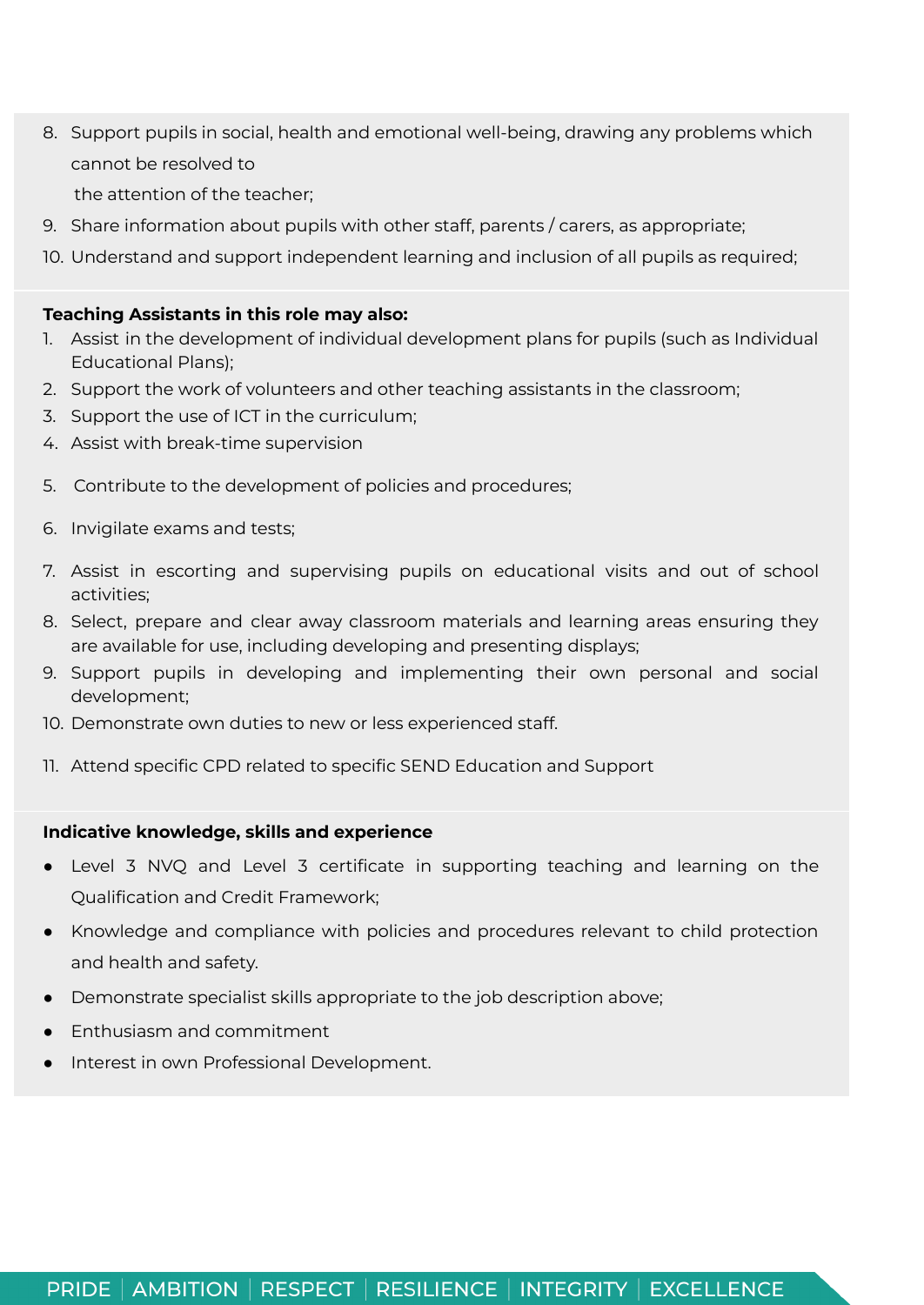8. Support pupils in social, health and emotional well-being, drawing any problems which cannot be resolved to the attention of the teacher;
9. Share information about pupils with other staff, parents / carers, as appropriate;
10. Understand and support independent learning and inclusion of all pupils as required;

**Teaching Assistants in this role may also:**

1. Assist in the development of individual development plans for pupils (such as Individual Educational Plans);
2. Support the work of volunteers and other teaching assistants in the classroom;
3. Support the use of ICT in the curriculum;
4. Assist with break-time supervision
5. Contribute to the development of policies and procedures;
6. Invigilate exams and tests;
7. Assist in escorting and supervising pupils on educational visits and out of school activities;
8. Select, prepare and clear away classroom materials and learning areas ensuring they are available for use, including developing and presenting displays;
9. Support pupils in developing and implementing their own personal and social development;
10. Demonstrate own duties to new or less experienced staff.
11. Attend specific CPD related to specific SEND Education and Support

**Indicative knowledge, skills and experience**

- Level 3 NVQ and Level 3 certificate in supporting teaching and learning on the Qualification and Credit Framework;
- Knowledge and compliance with policies and procedures relevant to child protection and health and safety.
- Demonstrate specialist skills appropriate to the job description above;
- Enthusiasm and commitment
- Interest in own Professional Development.